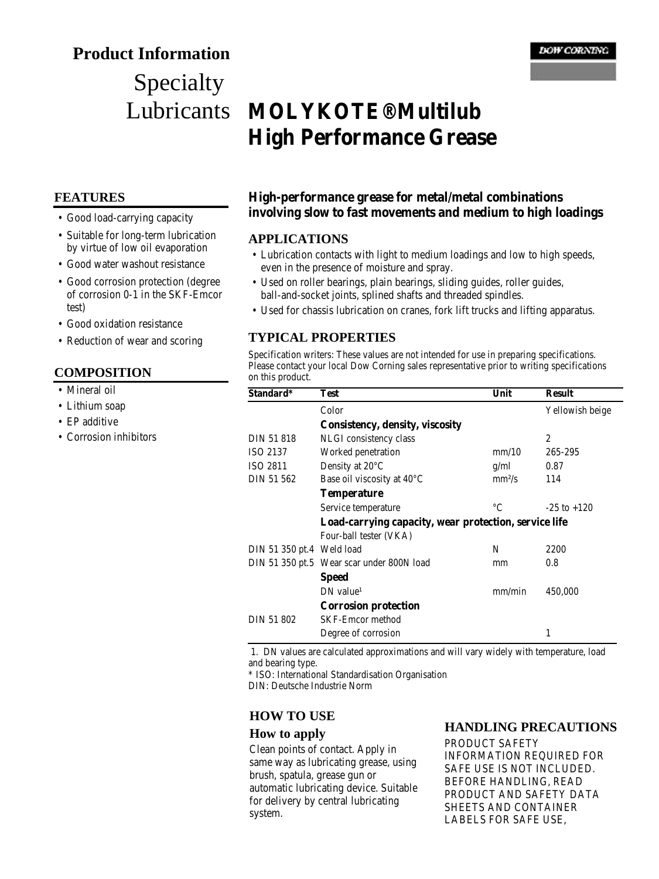# Product Information

Specialty Lubricants

# MOLYKOTE® Multilub High Performance Grease

## FEATURES

- Good load-carrying capacity
- Suitable for long-term lubrication by virtue of low oil evaporation
- Good water washout resistance
- Good corrosion protection (degree of corrosion 0-1 in the SKF-Emcor test)
- Good oxidation resistance
- Reduction of wear and scoring

## COMPOSITION

- Mineral oil
- Lithium soap
- EP additive
- Corrosion inhibitors

**High-performance grease for metal/metal combinations involving slow to fast movements and medium to high loadings**

## APPLICATIONS

- Lubrication contacts with light to medium loadings and low to high speeds, even in the presence of moisture and spray.
- Used on roller bearings, plain bearings, sliding guides, roller guides, ball-and-socket joints, splined shafts and threaded spindles.
- Used for chassis lubrication on cranes, fork lift trucks and lifting apparatus.

## TYPICAL PROPERTIES

Specification writers: These values are not intended for use in preparing specifications. Please contact your local Dow Corning sales representative prior to writing specifications on this product.

| Standard* | Test | Unit | Result |
|---|---|---|---|
| | Color | | Yellowish beige |
| | **Consistency, density, viscosity** | | |
| DIN 51 818 | NLGI consistency class | | 2 |
| ISO 2137 | Worked penetration | mm/10 | 265-295 |
| ISO 2811 | Density at 20°C | g/ml | 0.87 |
| DIN 51 562 | Base oil viscosity at 40°C | $mm^2/s$ | 114 |
| | **Temperature** | | |
| | Service temperature | °C | -25 to +120 |
| | **Load-carrying capacity, wear protection, service life** | | |
| | Four-ball tester (VKA) | | |
| DIN 51 350 pt.4 | Weld load | N | 2200 |
| DIN 51 350 pt.5 | Wear scar under 800N load | mm | 0.8 |
| | **Speed** | | |
| | DN value[1] | mm/min | 450,000 |
| | **Corrosion protection** | | |
| DIN 51 802 | SKF-Emcor method | | |
| | Degree of corrosion | | 1 |

1. DN values are calculated approximations and will vary widely with temperature, load and bearing type.

\* ISO: International Standardisation Organisation

DIN: Deutsche Industrie Norm

## HOW TO USE

### How to apply

Clean points of contact. Apply in same way as lubricating grease, using brush, spatula, grease gun or automatic lubricating device. Suitable for delivery by central lubricating system.

## HANDLING PRECAUTIONS

PRODUCT SAFETY INFORMATION REQUIRED FOR SAFE USE IS NOT INCLUDED. BEFORE HANDLING, READ PRODUCT AND SAFETY DATA SHEETS AND CONTAINER LABELS FOR SAFE USE,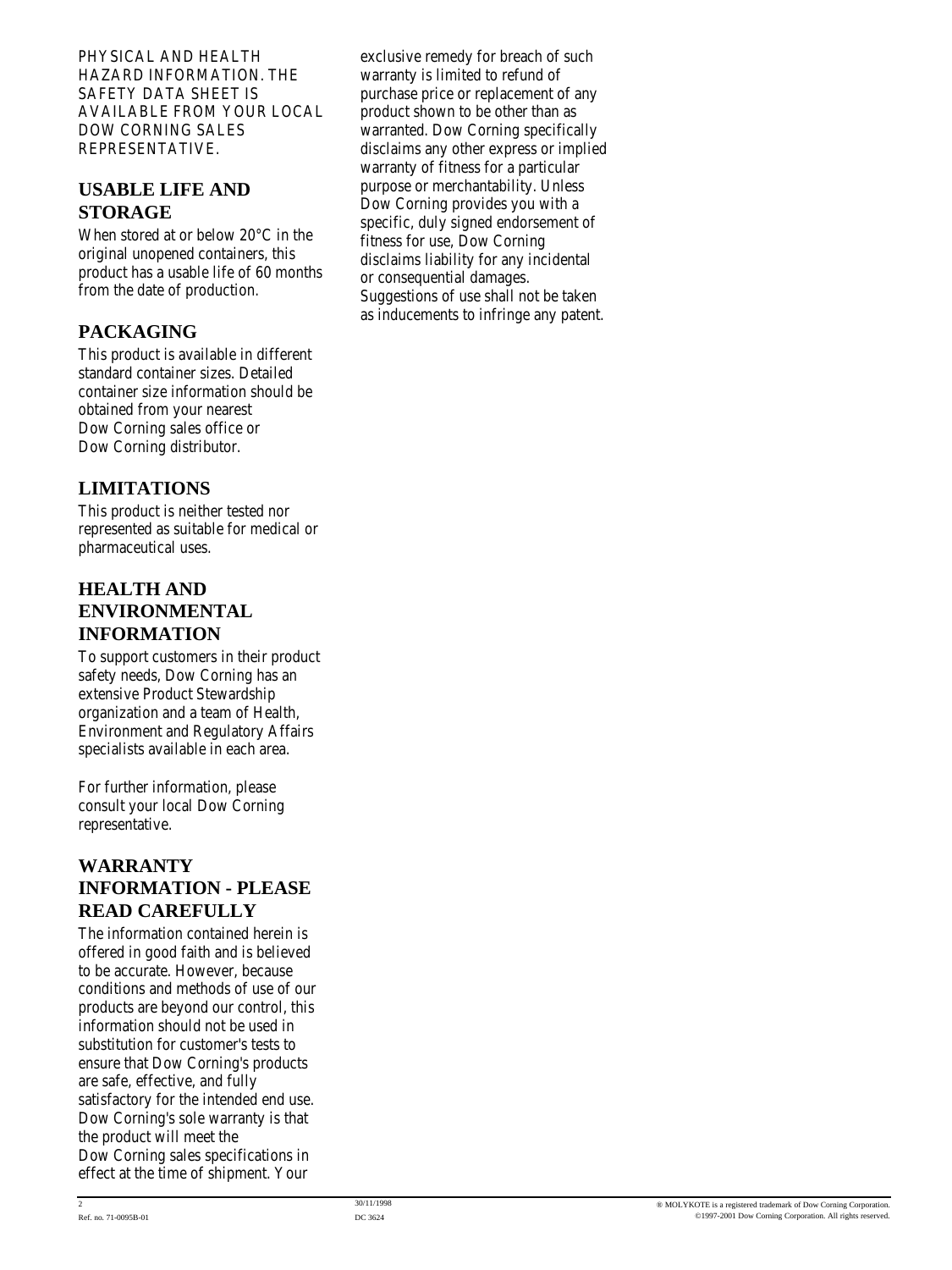PHYSICAL AND HEALTH HAZARD INFORMATION. THE SAFETY DATA SHEET IS AVAILABLE FROM YOUR LOCAL DOW CORNING SALES REPRESENTATIVE.

## USABLE LIFE AND STORAGE

When stored at or below 20°C in the original unopened containers, this product has a usable life of 60 months from the date of production.

## PACKAGING

This product is available in different standard container sizes. Detailed container size information should be obtained from your nearest Dow Corning sales office or Dow Corning distributor.

## LIMITATIONS

This product is neither tested nor represented as suitable for medical or pharmaceutical uses.

## HEALTH AND ENVIRONMENTAL INFORMATION

To support customers in their product safety needs, Dow Corning has an extensive Product Stewardship organization and a team of Health, Environment and Regulatory Affairs specialists available in each area.

For further information, please consult your local Dow Corning representative.

## WARRANTY INFORMATION - PLEASE READ CAREFULLY

The information contained herein is offered in good faith and is believed to be accurate. However, because conditions and methods of use of our products are beyond our control, this information should not be used in substitution for customer's tests to ensure that Dow Corning's products are safe, effective, and fully satisfactory for the intended end use. Dow Corning's sole warranty is that the product will meet the Dow Corning sales specifications in effect at the time of shipment. Your exclusive remedy for breach of such warranty is limited to refund of purchase price or replacement of any product shown to be other than as warranted. Dow Corning specifically disclaims any other express or implied warranty of fitness for a particular purpose or merchantability. Unless Dow Corning provides you with a specific, duly signed endorsement of fitness for use, Dow Corning disclaims liability for any incidental or consequential damages. Suggestions of use shall not be taken as inducements to infringe any patent.

Ref. no. 71-0095B-01 30/11/1998 DC 3624

® MOLYKOTE is a registered trademark of Dow Corning Corporation.
©1997-2001 Dow Corning Corporation. All rights reserved.